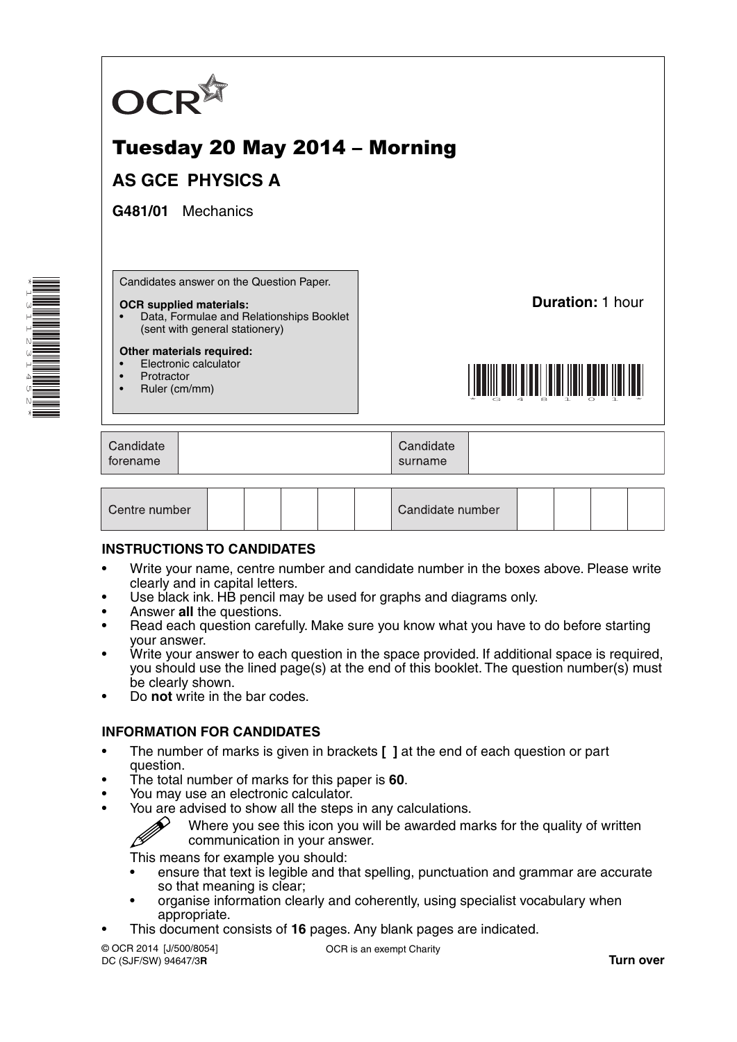OCR

# Tuesday 20 May 2014 – Morning

## AS GCE PHYSICS A

**G481/01** Mechanics

Candidates answer on the Question Paper.

**OCR supplied materials:**
- Data, Formulae and Relationships Booklet (sent with general stationery)

**Other materials required:**
- Electronic calculator
- Protractor
- Ruler (cm/mm)

**Duration:** 1 hour

| Candidate forename | | Candidate surname | |
|---|---|---|---|

| Centre number | | | | | | Candidate number | | | | |
|---|---|---|---|---|---|---|---|---|---|---|

### INSTRUCTIONS TO CANDIDATES

- Write your name, centre number and candidate number in the boxes above. Please write clearly and in capital letters.
- Use black ink. HB pencil may be used for graphs and diagrams only.
- Answer **all** the questions.
- Read each question carefully. Make sure you know what you have to do before starting your answer.
- Write your answer to each question in the space provided. If additional space is required, you should use the lined page(s) at the end of this booklet. The question number(s) must be clearly shown.
- Do **not** write in the bar codes.

### INFORMATION FOR CANDIDATES

- The number of marks is given in brackets **[ ]** at the end of each question or part question.
- The total number of marks for this paper is **60**.
- You may use an electronic calculator.
- You are advised to show all the steps in any calculations.

  Where you see this icon you will be awarded marks for the quality of written communication in your answer.

  This means for example you should:
  - ensure that text is legible and that spelling, punctuation and grammar are accurate so that meaning is clear;
  - organise information clearly and coherently, using specialist vocabulary when appropriate.
- This document consists of **16** pages. Any blank pages are indicated.

© OCR 2014 [J/500/8054]
DC (SJF/SW) 94647/3**R**

OCR is an exempt Charity

**Turn over**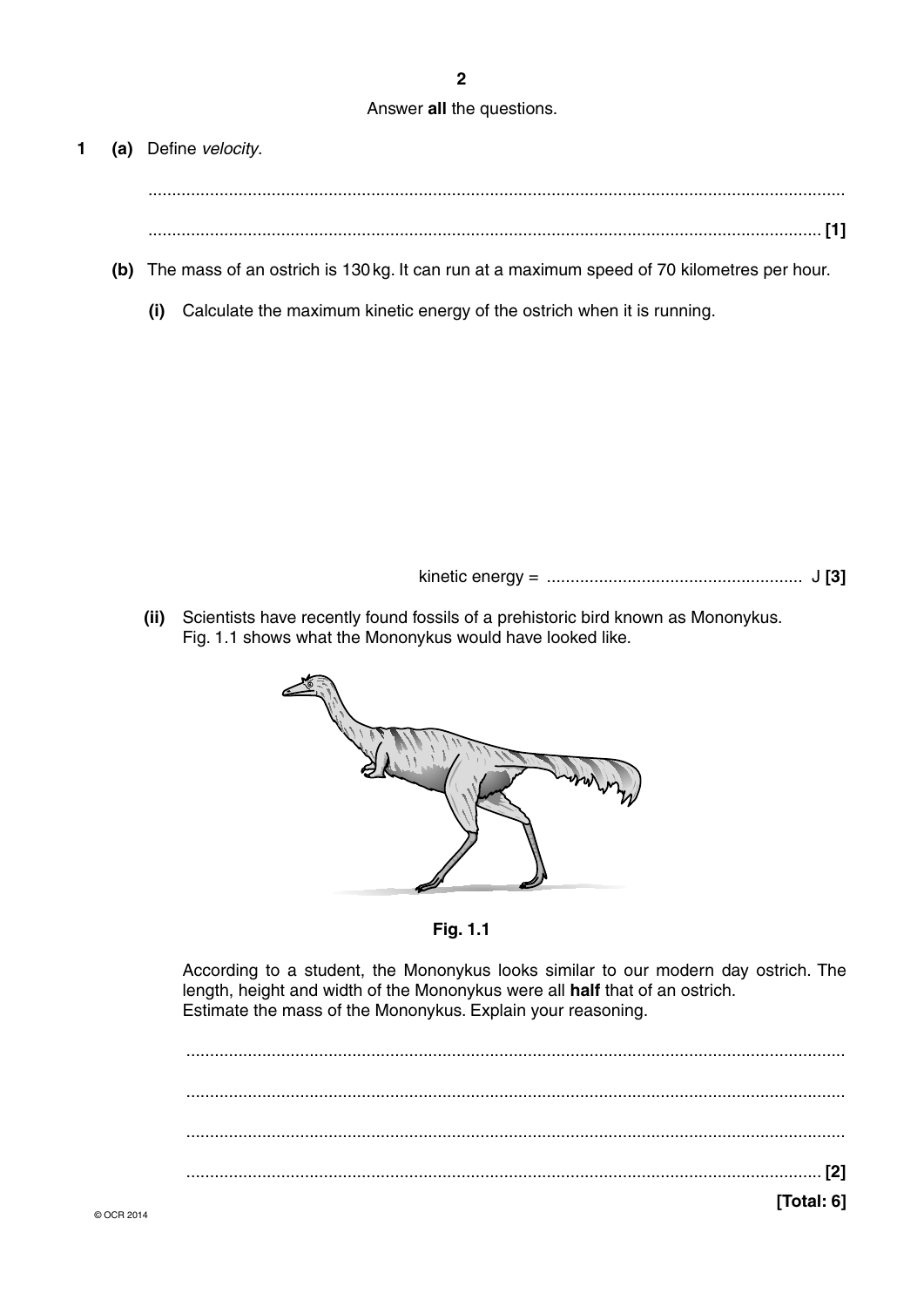Answer **all** the questions.

**1** **(a)** Define *velocity*.

..........................................................................................................................................

.......................................................................................................................................... **[1]**

**(b)** The mass of an ostrich is 130 kg. It can run at a maximum speed of 70 kilometres per hour.

**(i)** Calculate the maximum kinetic energy of the ostrich when it is running.

kinetic energy = ...................................................... J **[3]**

**(ii)** Scientists have recently found fossils of a prehistoric bird known as Mononykus. Fig. 1.1 shows what the Mononykus would have looked like.

**Fig. 1.1**

According to a student, the Mononykus looks similar to our modern day ostrich. The length, height and width of the Mononykus were all **half** that of an ostrich. Estimate the mass of the Mononykus. Explain your reasoning.

..........................................................................................................................................

..........................................................................................................................................

..........................................................................................................................................

.......................................................................................................................................... **[2]**

**[Total: 6]**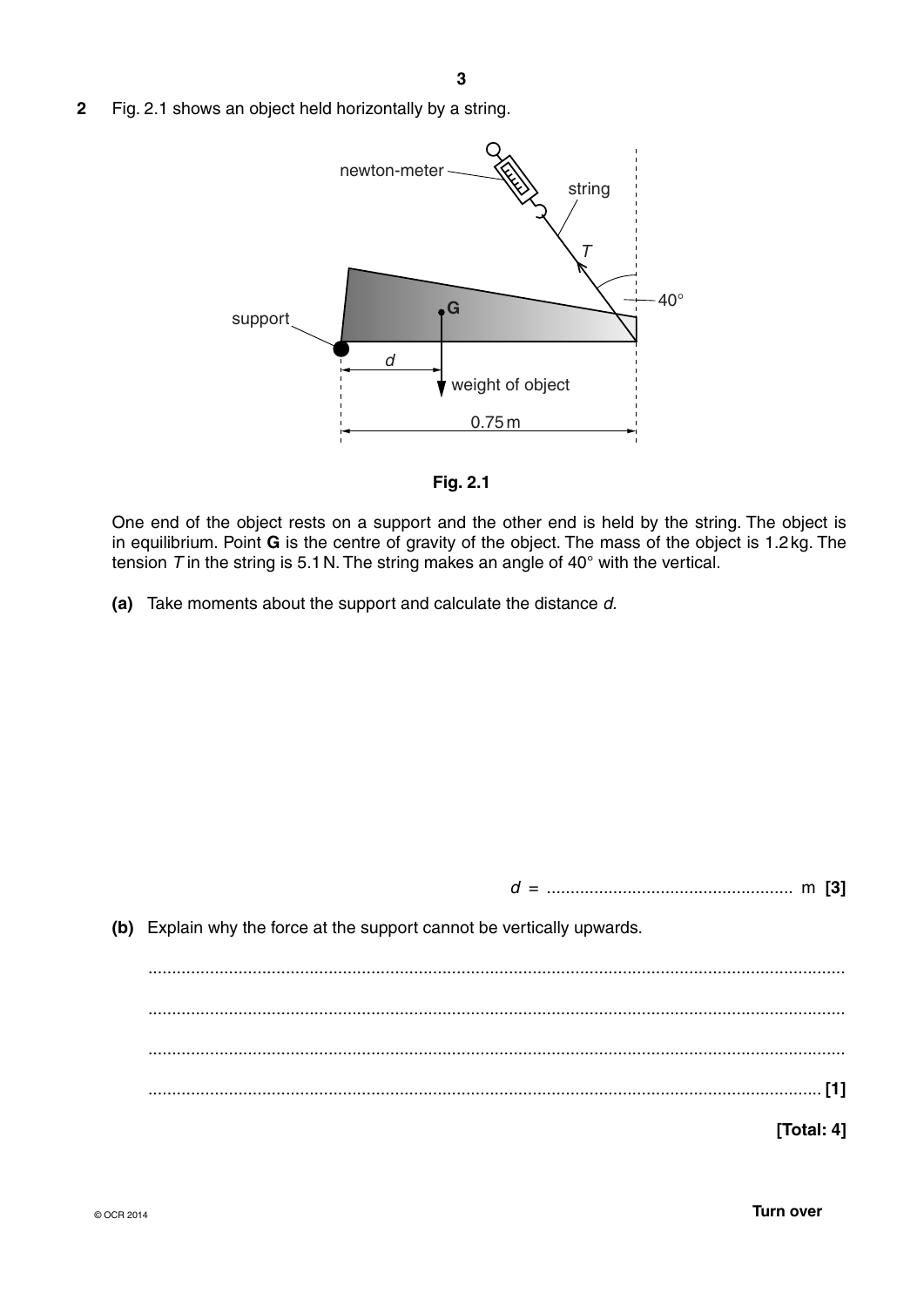**2** Fig. 2.1 shows an object held horizontally by a string.

**Fig. 2.1**

One end of the object rests on a support and the other end is held by the string. The object is in equilibrium. Point **G** is the centre of gravity of the object. The mass of the object is 1.2 kg. The tension $T$ in the string is 5.1 N. The string makes an angle of 40° with the vertical.

**(a)** Take moments about the support and calculate the distance $d$.

$d$ = .................................................... m **[3]**

**(b)** Explain why the force at the support cannot be vertically upwards.

..........................................................................................................................................

..........................................................................................................................................

..........................................................................................................................................

...................................................................................................................................... **[1]**

**[Total: 4]**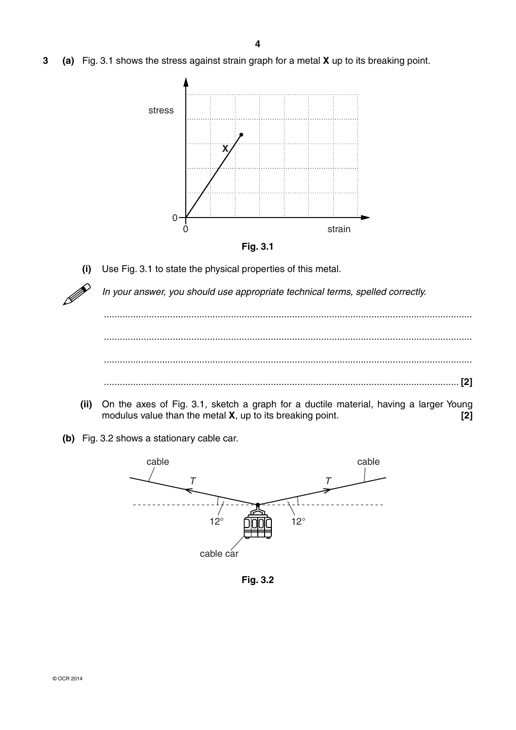**3** **(a)** Fig. 3.1 shows the stress against strain graph for a metal **X** up to its breaking point.

**Fig. 3.1**

**(i)** Use Fig. 3.1 to state the physical properties of this metal.

*In your answer, you should use appropriate technical terms, spelled correctly.*

..........................................................................................................................................

..........................................................................................................................................

..........................................................................................................................................

.................................................................................................................................... **[2]**

**(ii)** On the axes of Fig. 3.1, sketch a graph for a ductile material, having a larger Young modulus value than the metal **X**, up to its breaking point. **[2]**

**(b)** Fig. 3.2 shows a stationary cable car.

**Fig. 3.2**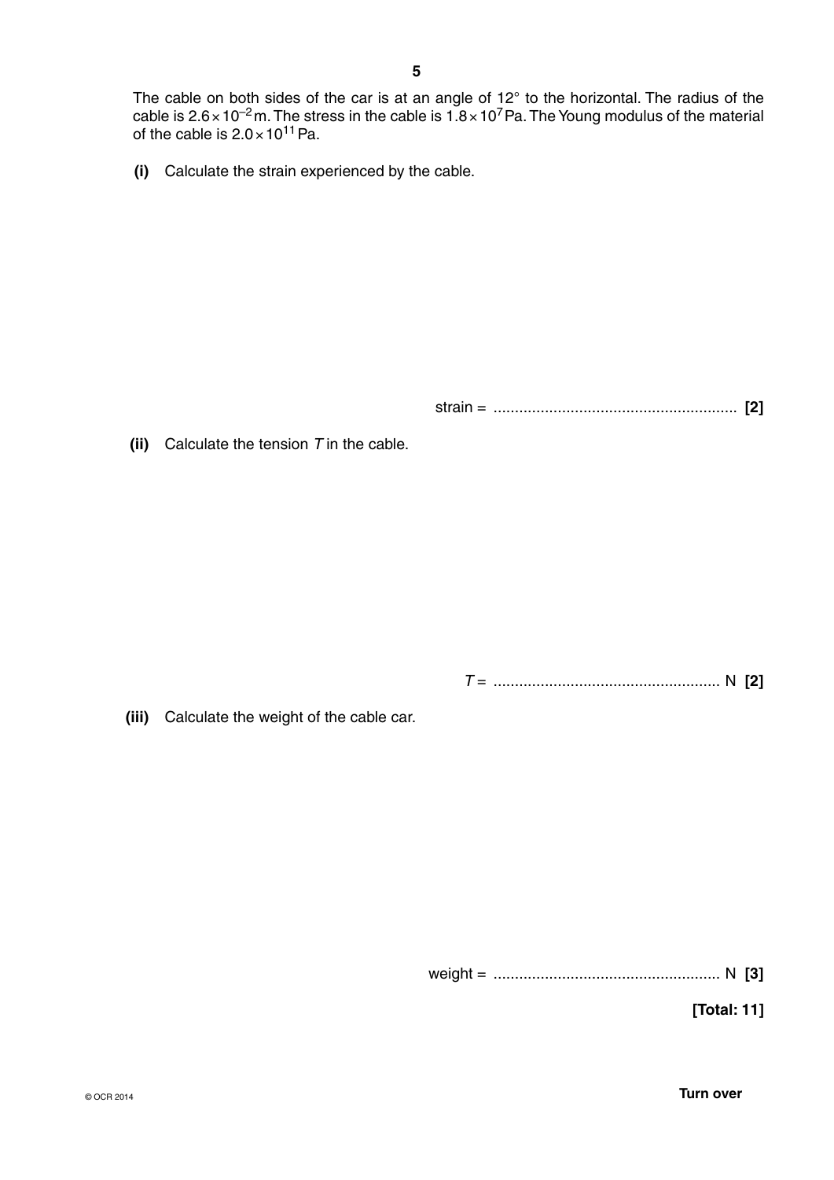The cable on both sides of the car is at an angle of 12° to the horizontal. The radius of the cable is $2.6 \times 10^{-2}$ m. The stress in the cable is $1.8 \times 10^{7}$ Pa. The Young modulus of the material of the cable is $2.0 \times 10^{11}$ Pa.

**(i)** Calculate the strain experienced by the cable.

strain = ........................................................ **[2]**

**(ii)** Calculate the tension $T$ in the cable.

$T$ = .................................................... N **[2]**

**(iii)** Calculate the weight of the cable car.

weight = .................................................... N **[3]**

**[Total: 11]**

© OCR 2014 **Turn over**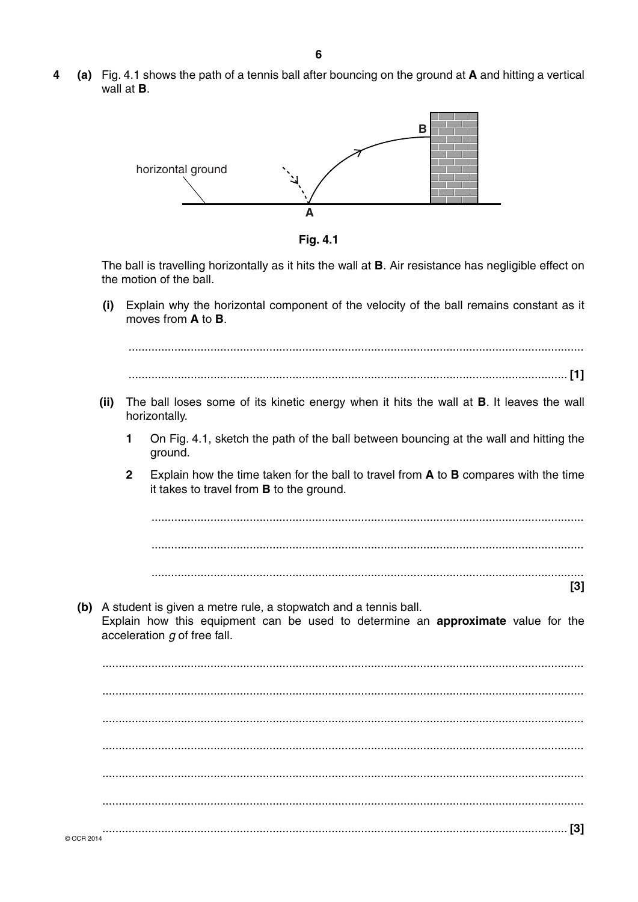**4** **(a)** Fig. 4.1 shows the path of a tennis ball after bouncing on the ground at **A** and hitting a vertical wall at **B**.

horizontal ground

**Fig. 4.1**

The ball is travelling horizontally as it hits the wall at **B**. Air resistance has negligible effect on the motion of the ball.

**(i)** Explain why the horizontal component of the velocity of the ball remains constant as it moves from **A** to **B**.

...........................................................................................................................................

...................................................................................................................................... **[1]**

**(ii)** The ball loses some of its kinetic energy when it hits the wall at **B**. It leaves the wall horizontally.

**1** On Fig. 4.1, sketch the path of the ball between bouncing at the wall and hitting the ground.

**2** Explain how the time taken for the ball to travel from **A** to **B** compares with the time it takes to travel from **B** to the ground.

...................................................................................................................................

...................................................................................................................................

...................................................................................................................................

**[3]**

**(b)** A student is given a metre rule, a stopwatch and a tennis ball.
Explain how this equipment can be used to determine an **approximate** value for the acceleration *g* of free fall.

...................................................................................................................................................

...................................................................................................................................................

...................................................................................................................................................

...................................................................................................................................................

...................................................................................................................................................

...................................................................................................................................................

.............................................................................................................................................. **[3]**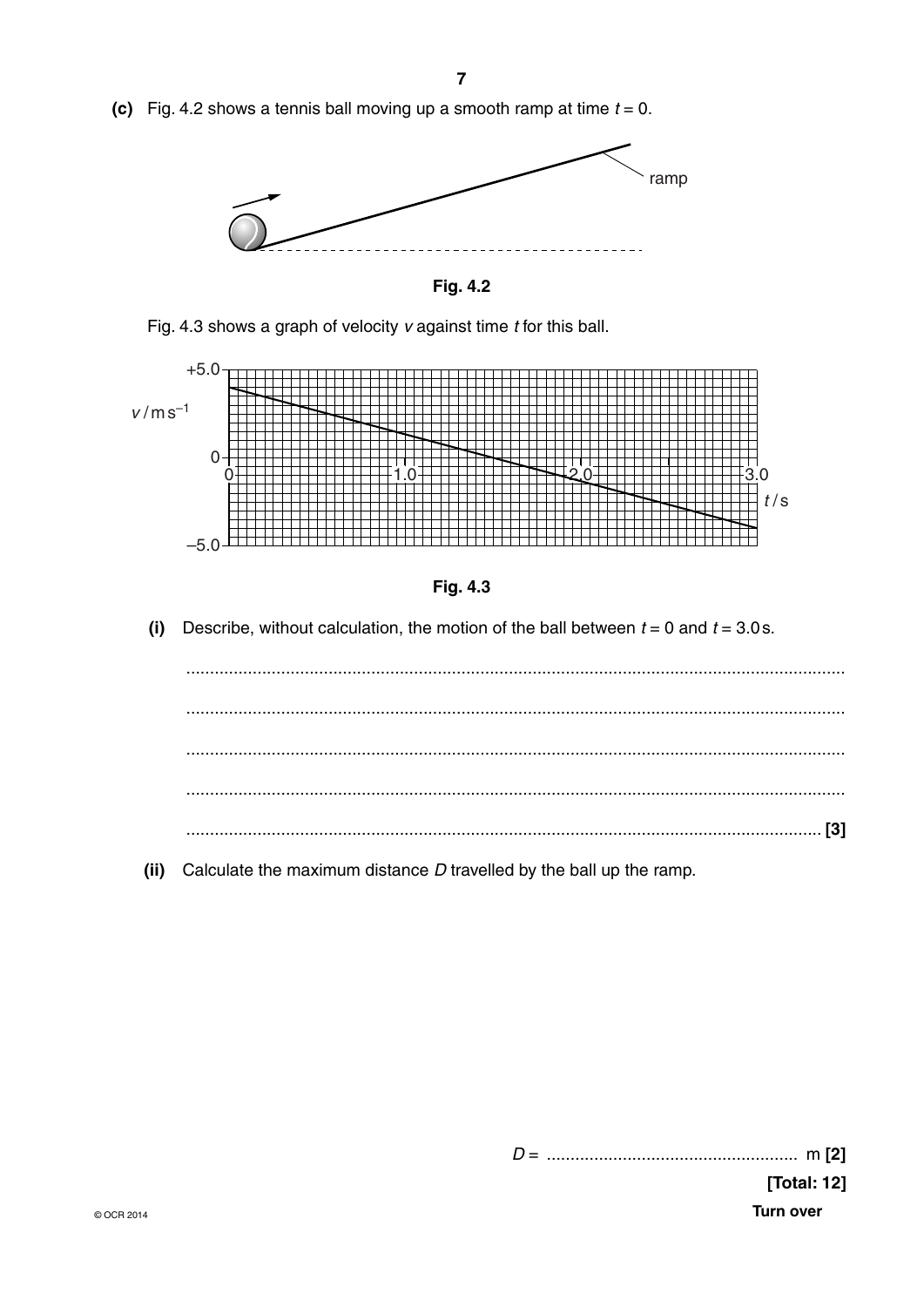**(c)** Fig. 4.2 shows a tennis ball moving up a smooth ramp at time $t = 0$.

ramp

**Fig. 4.2**

Fig. 4.3 shows a graph of velocity $v$ against time $t$ for this ball.

$v$ / m s$^{-1}$

+5.0

0

–5.0

0  1.0  2.0  3.0

$t$ / s

**Fig. 4.3**

**(i)** Describe, without calculation, the motion of the ball between $t = 0$ and $t = 3.0$ s.

.......................................................................................................................................

.......................................................................................................................................

.......................................................................................................................................

.......................................................................................................................................

....................................................................................................................................... **[3]**

**(ii)** Calculate the maximum distance $D$ travelled by the ball up the ramp.

$D$ = ...................................................... m **[2]**

**[Total: 12]**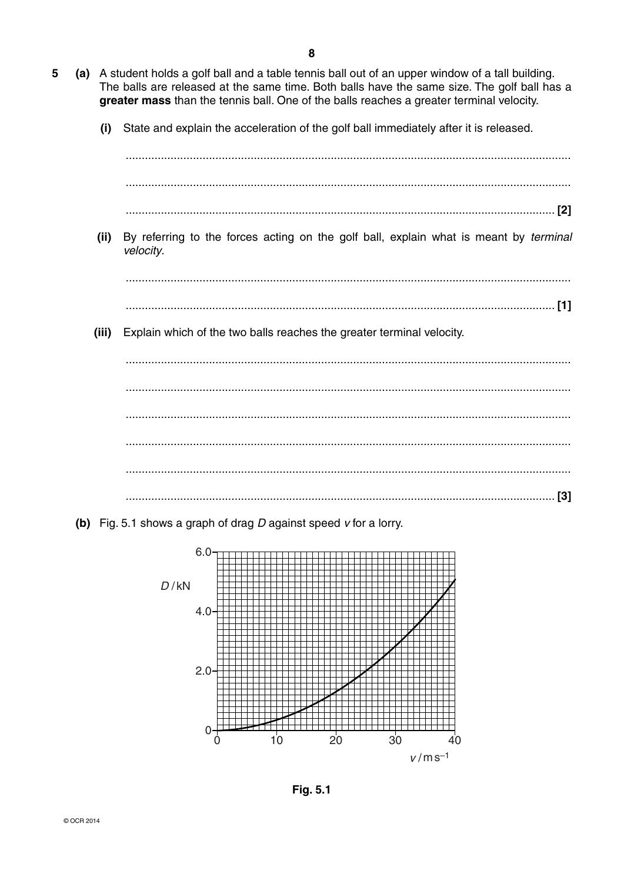**5** **(a)** A student holds a golf ball and a table tennis ball out of an upper window of a tall building. The balls are released at the same time. Both balls have the same size. The golf ball has a **greater mass** than the tennis ball. One of the balls reaches a greater terminal velocity.

**(i)** State and explain the acceleration of the golf ball immediately after it is released.

..........................................................................................................................................

..........................................................................................................................................

.................................................................................................................................... **[2]**

**(ii)** By referring to the forces acting on the golf ball, explain what is meant by *terminal velocity*.

..........................................................................................................................................

.................................................................................................................................... **[1]**

**(iii)** Explain which of the two balls reaches the greater terminal velocity.

..........................................................................................................................................

..........................................................................................................................................

..........................................................................................................................................

..........................................................................................................................................

..........................................................................................................................................

.................................................................................................................................... **[3]**

**(b)** Fig. 5.1 shows a graph of drag $D$ against speed $v$ for a lorry.

**Fig. 5.1**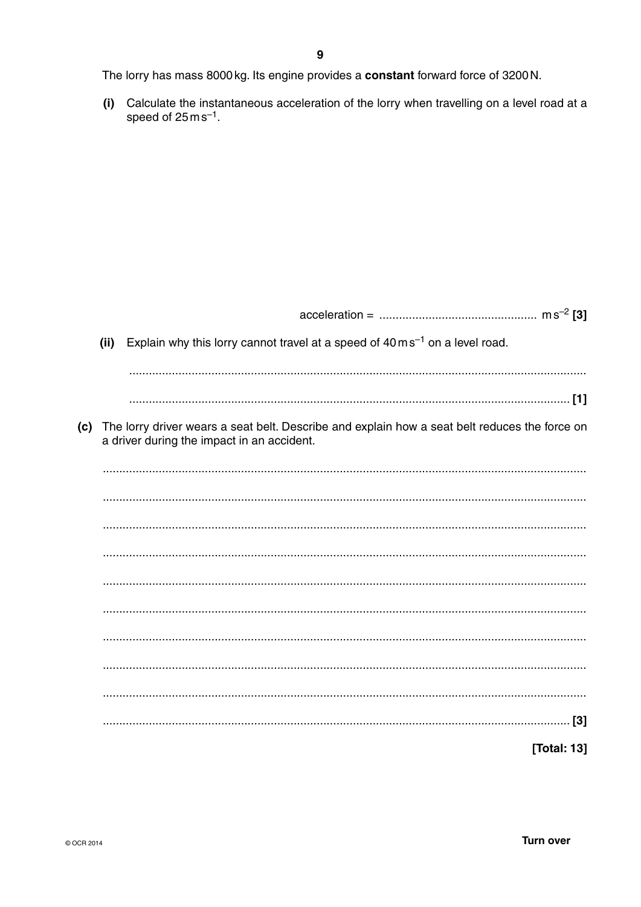The lorry has mass 8000 kg. Its engine provides a **constant** forward force of 3200 N.

**(i)** Calculate the instantaneous acceleration of the lorry when travelling on a level road at a speed of $25\,\text{m}\,\text{s}^{-1}$.

acceleration = ................................................ $\text{m}\,\text{s}^{-2}$ **[3]**

**(ii)** Explain why this lorry cannot travel at a speed of $40\,\text{m}\,\text{s}^{-1}$ on a level road.

..........................................................................................................................................

.......................................................................................................................................... **[1]**

**(c)** The lorry driver wears a seat belt. Describe and explain how a seat belt reduces the force on a driver during the impact in an accident.

..........................................................................................................................................

..........................................................................................................................................

..........................................................................................................................................

..........................................................................................................................................

..........................................................................................................................................

..........................................................................................................................................

..........................................................................................................................................

..........................................................................................................................................

..........................................................................................................................................

.......................................................................................................................................... **[3]**

**[Total: 13]**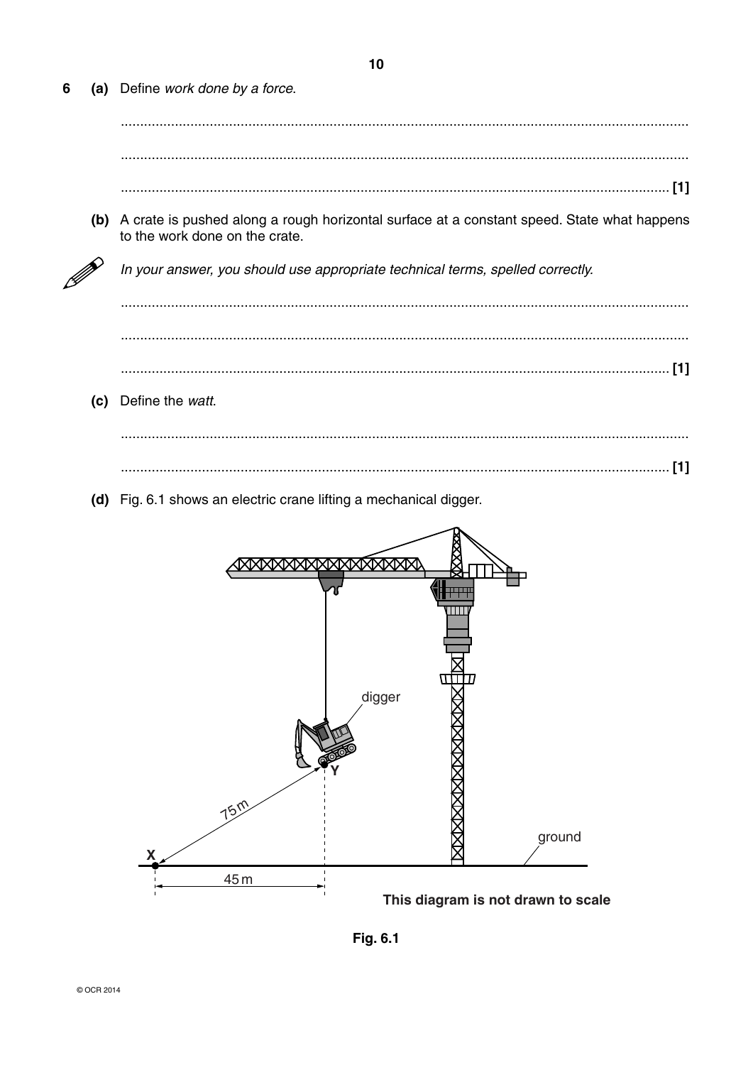**6** **(a)** Define *work done by a force*.

...................................................................................................................................................

...................................................................................................................................................

............................................................................................................................................. **[1]**

**(b)** A crate is pushed along a rough horizontal surface at a constant speed. State what happens to the work done on the crate.

*In your answer, you should use appropriate technical terms, spelled correctly.*

...................................................................................................................................................

...................................................................................................................................................

............................................................................................................................................. **[1]**

**(c)** Define the *watt*.

...................................................................................................................................................

............................................................................................................................................. **[1]**

**(d)** Fig. 6.1 shows an electric crane lifting a mechanical digger.

digger

Y

75 m

X

45 m

ground

**This diagram is not drawn to scale**

**Fig. 6.1**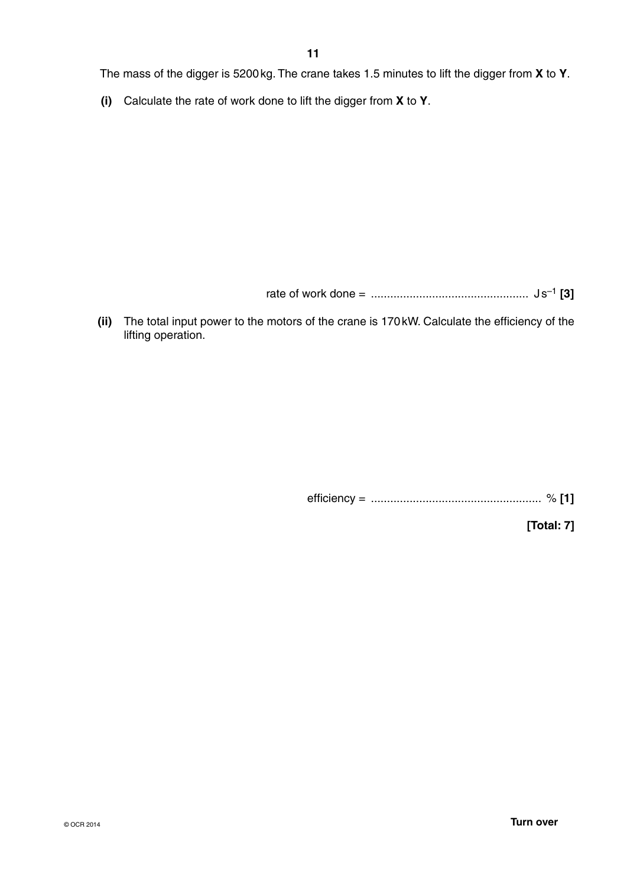The mass of the digger is 5200 kg. The crane takes 1.5 minutes to lift the digger from **X** to **Y**.

**(i)** Calculate the rate of work done to lift the digger from **X** to **Y**.

rate of work done = ................................................ $J\,s^{-1}$ **[3]**

**(ii)** The total input power to the motors of the crane is 170 kW. Calculate the efficiency of the lifting operation.

efficiency = .................................................... % **[1]**

**[Total: 7]**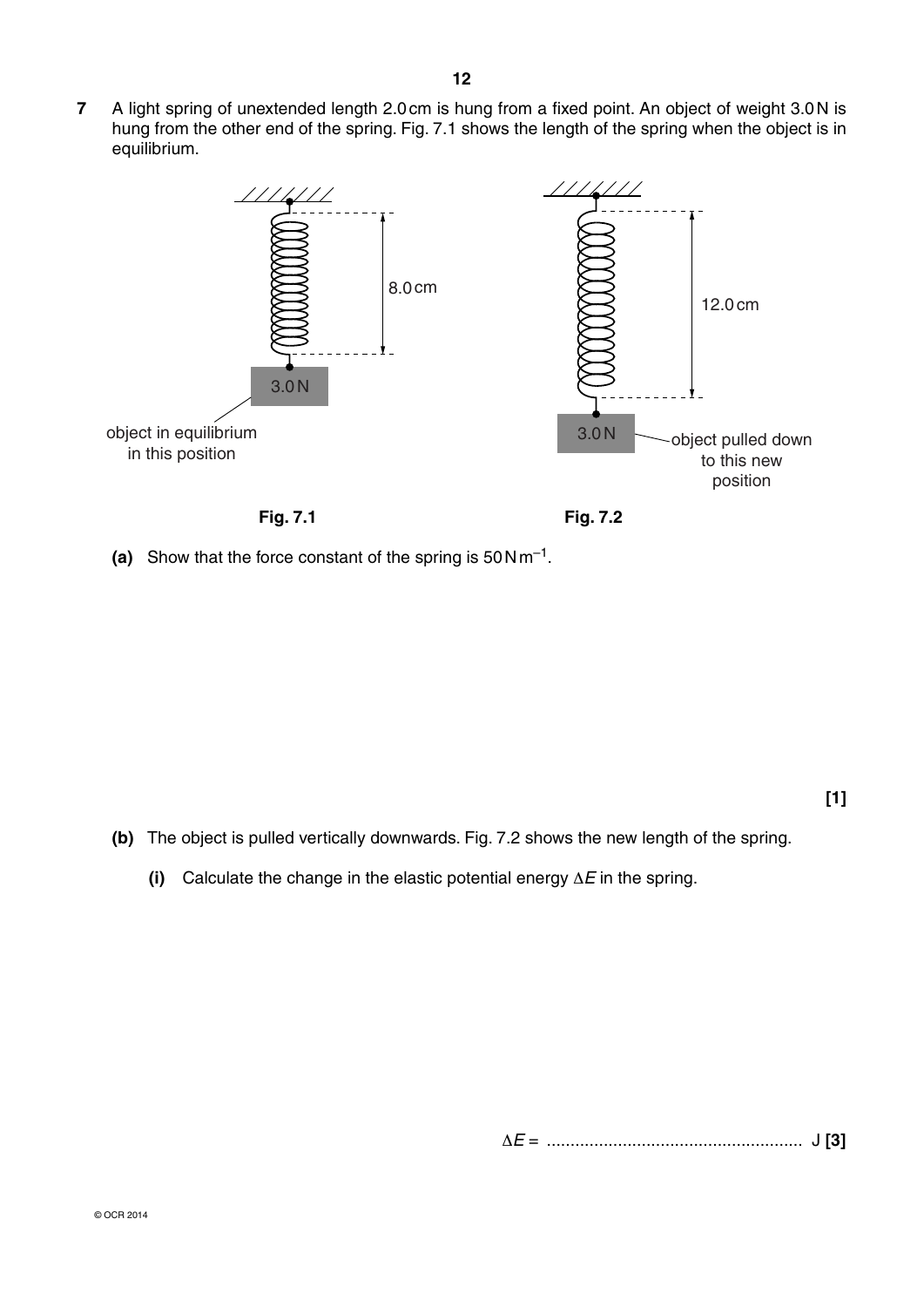**7** A light spring of unextended length 2.0 cm is hung from a fixed point. An object of weight 3.0 N is hung from the other end of the spring. Fig. 7.1 shows the length of the spring when the object is in equilibrium.

8.0 cm

3.0 N

object in equilibrium in this position

**Fig. 7.1**

12.0 cm

3.0 N

object pulled down to this new position

**Fig. 7.2**

**(a)** Show that the force constant of the spring is $50\,\text{N}\,\text{m}^{-1}$.

**[1]**

**(b)** The object is pulled vertically downwards. Fig. 7.2 shows the new length of the spring.

**(i)** Calculate the change in the elastic potential energy $\Delta E$ in the spring.

$\Delta E$ = ...................................................... J **[3]**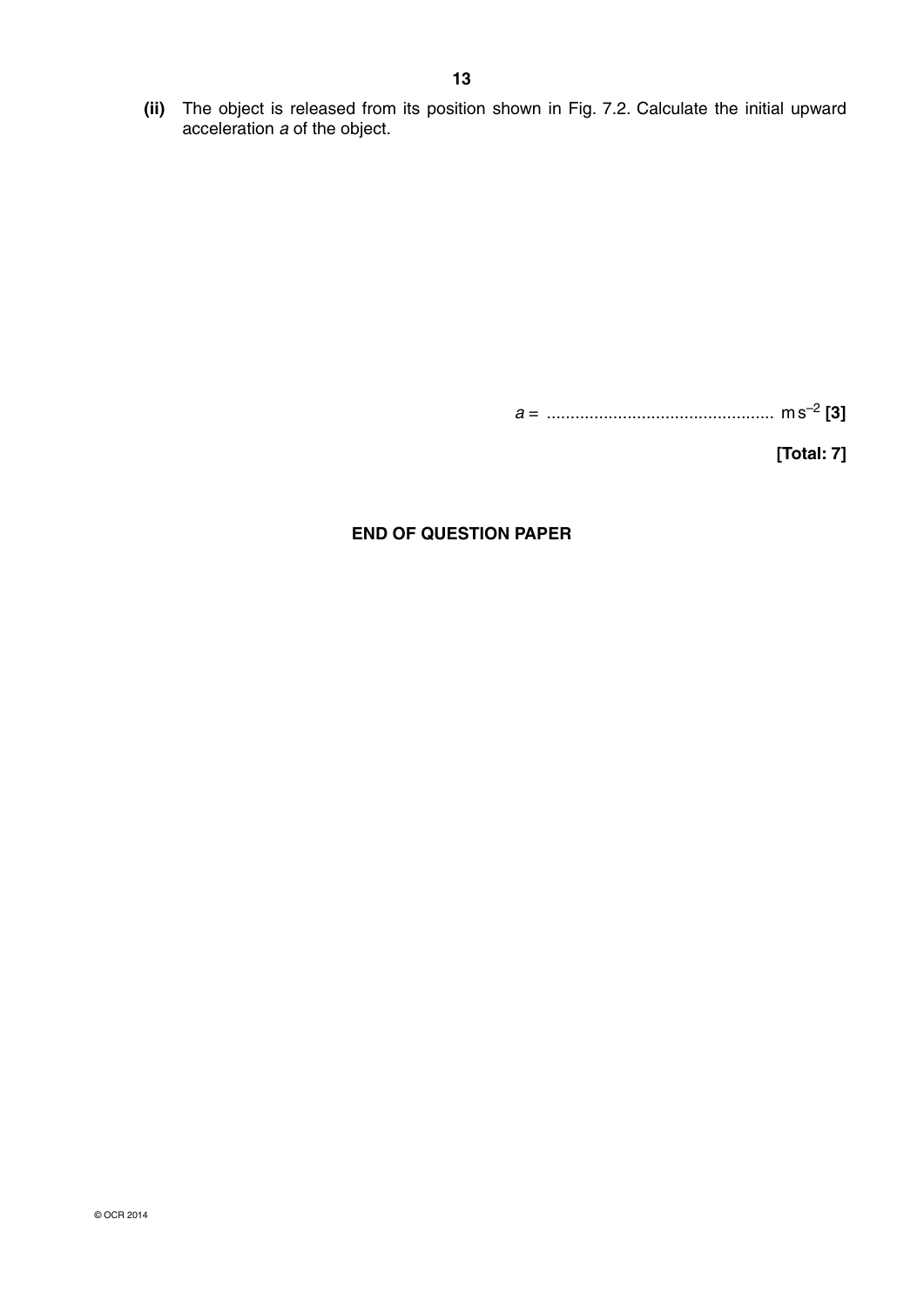**(ii)** The object is released from its position shown in Fig. 7.2. Calculate the initial upward acceleration $a$ of the object.

$a$ = ................................................ $m\,s^{-2}$ **[3]**

**[Total: 7]**

**END OF QUESTION PAPER**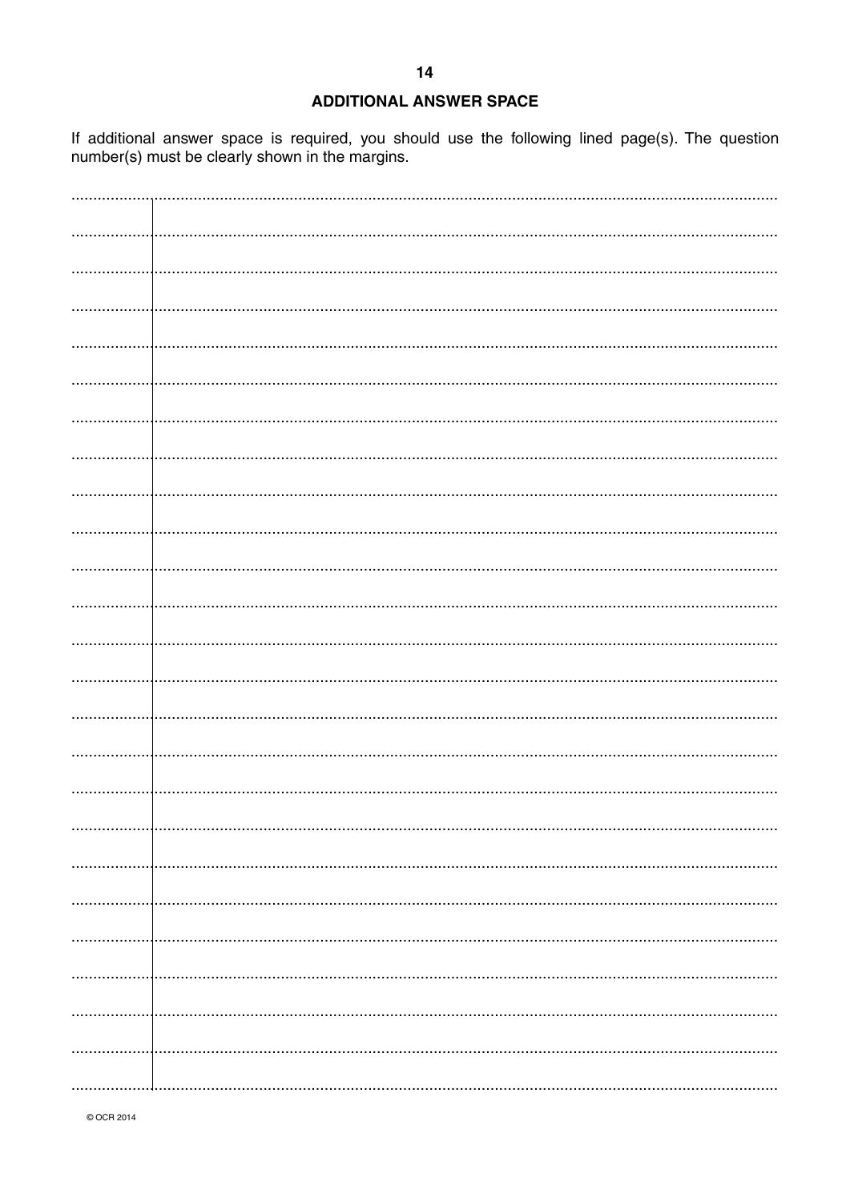## ADDITIONAL ANSWER SPACE

If additional answer space is required, you should use the following lined page(s). The question number(s) must be clearly shown in the margins.

© OCR 2014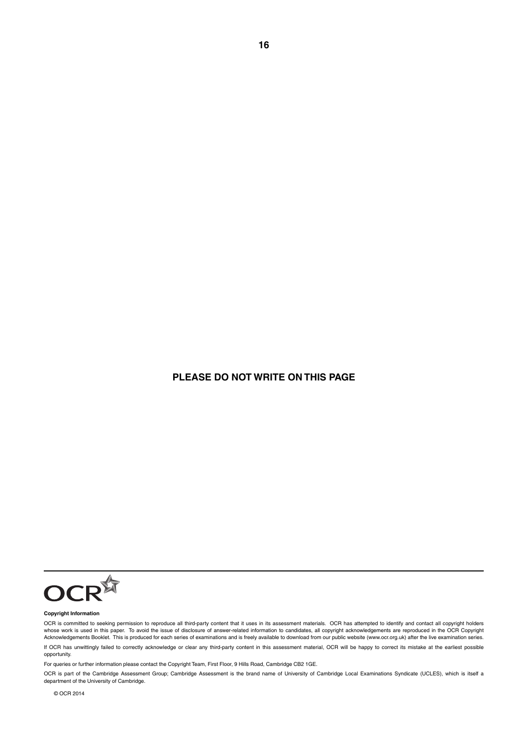**PLEASE DO NOT WRITE ON THIS PAGE**

OCR

**Copyright Information**

OCR is committed to seeking permission to reproduce all third-party content that it uses in its assessment materials. OCR has attempted to identify and contact all copyright holders whose work is used in this paper. To avoid the issue of disclosure of answer-related information to candidates, all copyright acknowledgements are reproduced in the OCR Copyright Acknowledgements Booklet. This is produced for each series of examinations and is freely available to download from our public website (www.ocr.org.uk) after the live examination series.

If OCR has unwittingly failed to correctly acknowledge or clear any third-party content in this assessment material, OCR will be happy to correct its mistake at the earliest possible opportunity.

For queries or further information please contact the Copyright Team, First Floor, 9 Hills Road, Cambridge CB2 1GE.

OCR is part of the Cambridge Assessment Group; Cambridge Assessment is the brand name of University of Cambridge Local Examinations Syndicate (UCLES), which is itself a department of the University of Cambridge.

© OCR 2014